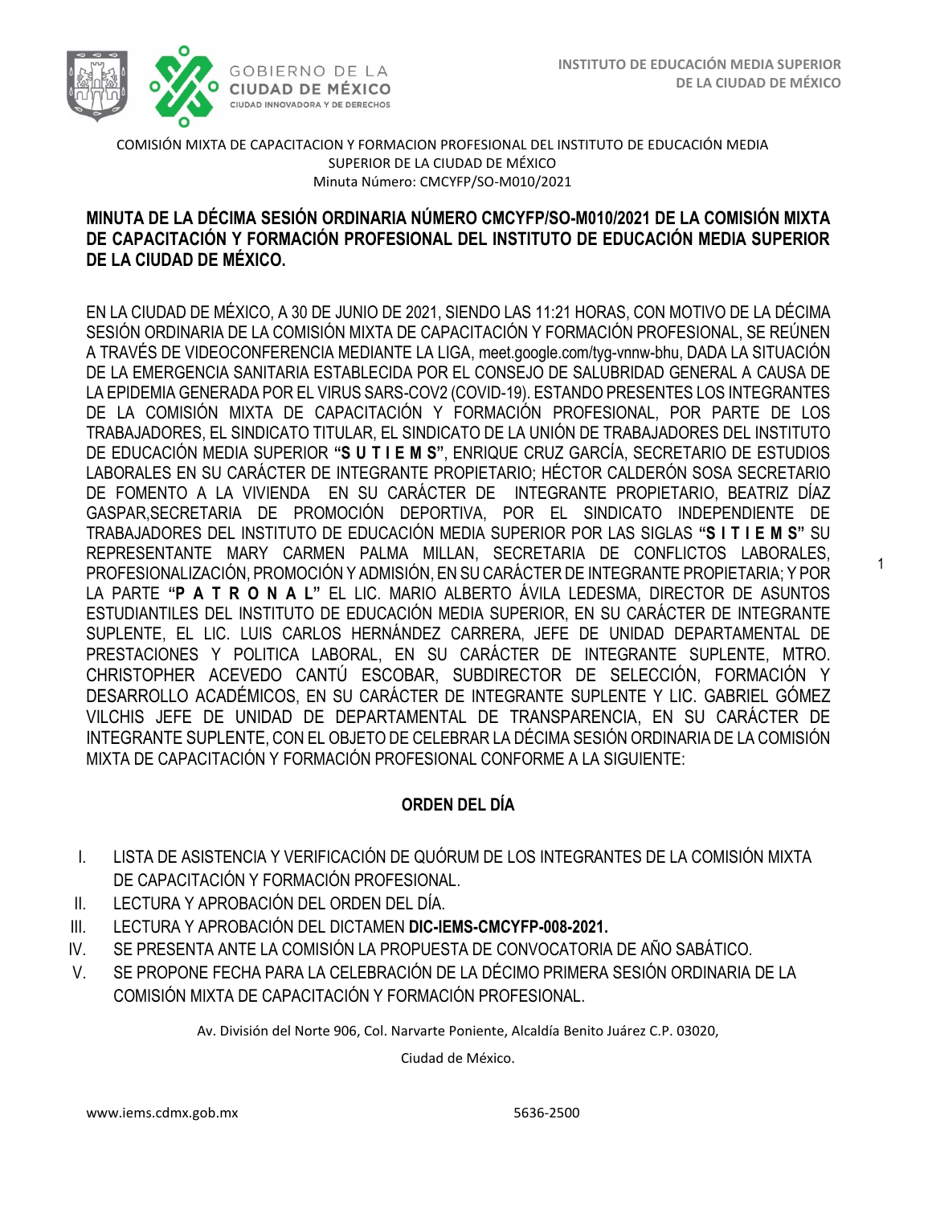COMISIÓN MIXTA DE CAPACITACION Y FORMACION PROFESIONAL DEL INSTITUTO DE EDUCACIÓN MEDIA SUPERIOR DE LA CIUDAD DE MÉXICO
Minuta Número: CMCYFP/SO-M010/2021

## MINUTA DE LA DÉCIMA SESIÓN ORDINARIA NÚMERO CMCYFP/SO-M010/2021 DE LA COMISIÓN MIXTA DE CAPACITACIÓN Y FORMACIÓN PROFESIONAL DEL INSTITUTO DE EDUCACIÓN MEDIA SUPERIOR DE LA CIUDAD DE MÉXICO.

EN LA CIUDAD DE MÉXICO, A 30 DE JUNIO DE 2021, SIENDO LAS 11:21 HORAS, CON MOTIVO DE LA DÉCIMA SESIÓN ORDINARIA DE LA COMISIÓN MIXTA DE CAPACITACIÓN Y FORMACIÓN PROFESIONAL, SE REÚNEN A TRAVÉS DE VIDEOCONFERENCIA MEDIANTE LA LIGA, meet.google.com/tyg-vnnw-bhu, DADA LA SITUACIÓN DE LA EMERGENCIA SANITARIA ESTABLECIDA POR EL CONSEJO DE SALUBRIDAD GENERAL A CAUSA DE LA EPIDEMIA GENERADA POR EL VIRUS SARS-COV2 (COVID-19). ESTANDO PRESENTES LOS INTEGRANTES DE LA COMISIÓN MIXTA DE CAPACITACIÓN Y FORMACIÓN PROFESIONAL, POR PARTE DE LOS TRABAJADORES, EL SINDICATO TITULAR, EL SINDICATO DE LA UNIÓN DE TRABAJADORES DEL INSTITUTO DE EDUCACIÓN MEDIA SUPERIOR **"S U T I E M S"**, ENRIQUE CRUZ GARCÍA, SECRETARIO DE ESTUDIOS LABORALES EN SU CARÁCTER DE INTEGRANTE PROPIETARIO; HÉCTOR CALDERÓN SOSA SECRETARIO DE FOMENTO A LA VIVIENDA EN SU CARÁCTER DE INTEGRANTE PROPIETARIO, BEATRIZ DÍAZ GASPAR,SECRETARIA DE PROMOCIÓN DEPORTIVA, POR EL SINDICATO INDEPENDIENTE DE TRABAJADORES DEL INSTITUTO DE EDUCACIÓN MEDIA SUPERIOR POR LAS SIGLAS **"S I T I E M S"** SU REPRESENTANTE MARY CARMEN PALMA MILLAN, SECRETARIA DE CONFLICTOS LABORALES, PROFESIONALIZACIÓN, PROMOCIÓN Y ADMISIÓN, EN SU CARÁCTER DE INTEGRANTE PROPIETARIA; Y POR LA PARTE **"P A T R O N A L"** EL LIC. MARIO ALBERTO ÁVILA LEDESMA, DIRECTOR DE ASUNTOS ESTUDIANTILES DEL INSTITUTO DE EDUCACIÓN MEDIA SUPERIOR, EN SU CARÁCTER DE INTEGRANTE SUPLENTE, EL LIC. LUIS CARLOS HERNÁNDEZ CARRERA, JEFE DE UNIDAD DEPARTAMENTAL DE PRESTACIONES Y POLITICA LABORAL, EN SU CARÁCTER DE INTEGRANTE SUPLENTE, MTRO. CHRISTOPHER ACEVEDO CANTÚ ESCOBAR, SUBDIRECTOR DE SELECCIÓN, FORMACIÓN Y DESARROLLO ACADÉMICOS, EN SU CARÁCTER DE INTEGRANTE SUPLENTE Y LIC. GABRIEL GÓMEZ VILCHIS JEFE DE UNIDAD DE DEPARTAMENTAL DE TRANSPARENCIA, EN SU CARÁCTER DE INTEGRANTE SUPLENTE, CON EL OBJETO DE CELEBRAR LA DÉCIMA SESIÓN ORDINARIA DE LA COMISIÓN MIXTA DE CAPACITACIÓN Y FORMACIÓN PROFESIONAL CONFORME A LA SIGUIENTE:

### ORDEN DEL DÍA

I. LISTA DE ASISTENCIA Y VERIFICACIÓN DE QUÓRUM DE LOS INTEGRANTES DE LA COMISIÓN MIXTA DE CAPACITACIÓN Y FORMACIÓN PROFESIONAL.
II. LECTURA Y APROBACIÓN DEL ORDEN DEL DÍA.
III. LECTURA Y APROBACIÓN DEL DICTAMEN **DIC-IEMS-CMCYFP-008-2021.**
IV. SE PRESENTA ANTE LA COMISIÓN LA PROPUESTA DE CONVOCATORIA DE AÑO SABÁTICO.
V. SE PROPONE FECHA PARA LA CELEBRACIÓN DE LA DÉCIMO PRIMERA SESIÓN ORDINARIA DE LA COMISIÓN MIXTA DE CAPACITACIÓN Y FORMACIÓN PROFESIONAL.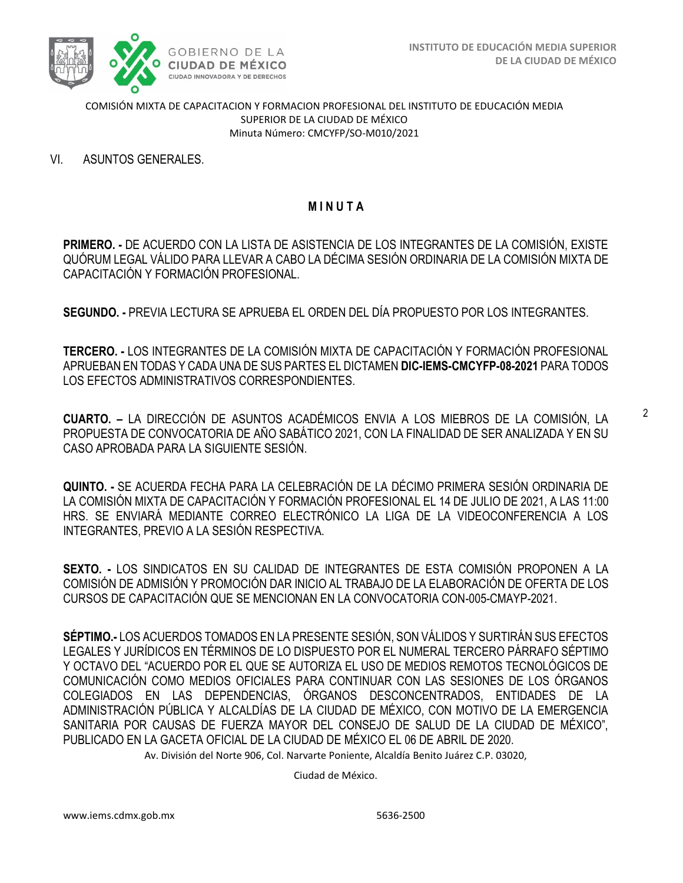VI. ASUNTOS GENERALES.

## M I N U T A

**PRIMERO. -** DE ACUERDO CON LA LISTA DE ASISTENCIA DE LOS INTEGRANTES DE LA COMISIÓN, EXISTE QUÓRUM LEGAL VÁLIDO PARA LLEVAR A CABO LA DÉCIMA SESIÓN ORDINARIA DE LA COMISIÓN MIXTA DE CAPACITACIÓN Y FORMACIÓN PROFESIONAL.

**SEGUNDO. -** PREVIA LECTURA SE APRUEBA EL ORDEN DEL DÍA PROPUESTO POR LOS INTEGRANTES.

**TERCERO. -** LOS INTEGRANTES DE LA COMISIÓN MIXTA DE CAPACITACIÓN Y FORMACIÓN PROFESIONAL APRUEBAN EN TODAS Y CADA UNA DE SUS PARTES EL DICTAMEN **DIC-IEMS-CMCYFP-08-2021** PARA TODOS LOS EFECTOS ADMINISTRATIVOS CORRESPONDIENTES.

**CUARTO. –** LA DIRECCIÓN DE ASUNTOS ACADÉMICOS ENVIA A LOS MIEBROS DE LA COMISIÓN, LA PROPUESTA DE CONVOCATORIA DE AÑO SABÁTICO 2021, CON LA FINALIDAD DE SER ANALIZADA Y EN SU CASO APROBADA PARA LA SIGUIENTE SESIÓN.

**QUINTO. -** SE ACUERDA FECHA PARA LA CELEBRACIÓN DE LA DÉCIMO PRIMERA SESIÓN ORDINARIA DE LA COMISIÓN MIXTA DE CAPACITACIÓN Y FORMACIÓN PROFESIONAL EL 14 DE JULIO DE 2021, A LAS 11:00 HRS. SE ENVIARÁ MEDIANTE CORREO ELECTRÓNICO LA LIGA DE LA VIDEOCONFERENCIA A LOS INTEGRANTES, PREVIO A LA SESIÓN RESPECTIVA.

**SEXTO. -** LOS SINDICATOS EN SU CALIDAD DE INTEGRANTES DE ESTA COMISIÓN PROPONEN A LA COMISIÓN DE ADMISIÓN Y PROMOCIÓN DAR INICIO AL TRABAJO DE LA ELABORACIÓN DE OFERTA DE LOS CURSOS DE CAPACITACIÓN QUE SE MENCIONAN EN LA CONVOCATORIA CON-005-CMAYP-2021.

**SÉPTIMO.-** LOS ACUERDOS TOMADOS EN LA PRESENTE SESIÓN, SON VÁLIDOS Y SURTIRÁN SUS EFECTOS LEGALES Y JURÍDICOS EN TÉRMINOS DE LO DISPUESTO POR EL NUMERAL TERCERO PÁRRAFO SÉPTIMO Y OCTAVO DEL "ACUERDO POR EL QUE SE AUTORIZA EL USO DE MEDIOS REMOTOS TECNOLÓGICOS DE COMUNICACIÓN COMO MEDIOS OFICIALES PARA CONTINUAR CON LAS SESIONES DE LOS ÓRGANOS COLEGIADOS EN LAS DEPENDENCIAS, ÓRGANOS DESCONCENTRADOS, ENTIDADES DE LA ADMINISTRACIÓN PÚBLICA Y ALCALDÍAS DE LA CIUDAD DE MÉXICO, CON MOTIVO DE LA EMERGENCIA SANITARIA POR CAUSAS DE FUERZA MAYOR DEL CONSEJO DE SALUD DE LA CIUDAD DE MÉXICO", PUBLICADO EN LA GACETA OFICIAL DE LA CIUDAD DE MÉXICO EL 06 DE ABRIL DE 2020.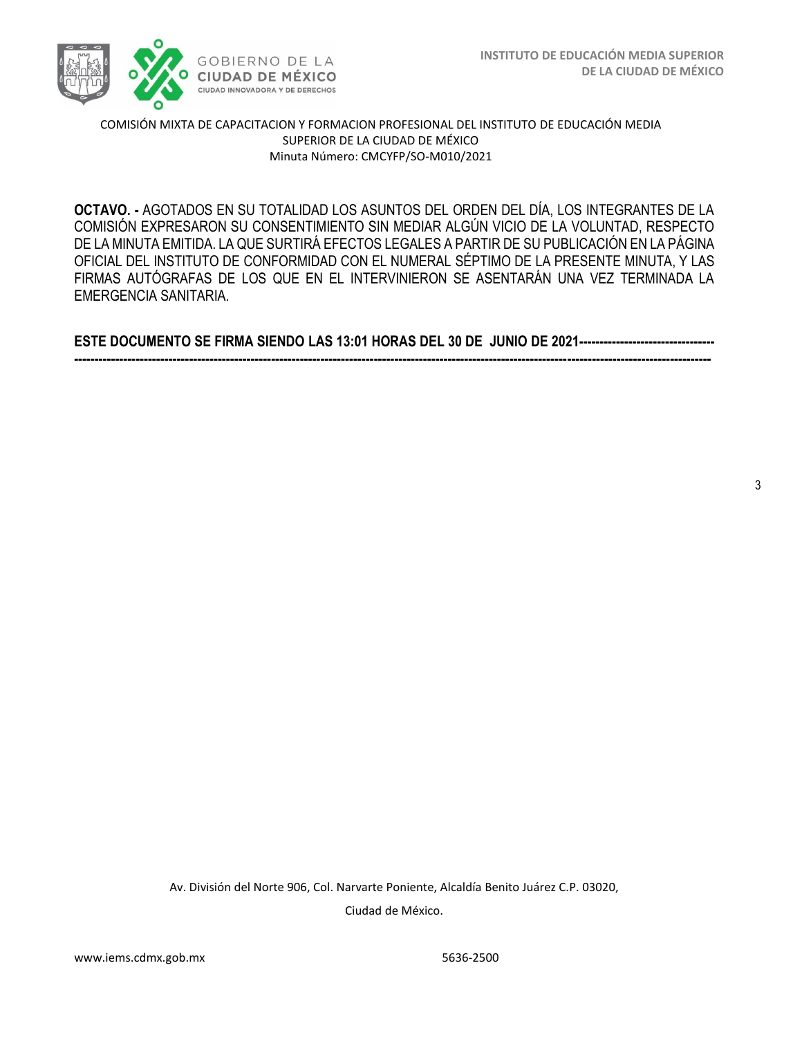OCTAVO. - AGOTADOS EN SU TOTALIDAD LOS ASUNTOS DEL ORDEN DEL DÍA, LOS INTEGRANTES DE LA COMISIÓN EXPRESARON SU CONSENTIMIENTO SIN MEDIAR ALGÚN VICIO DE LA VOLUNTAD, RESPECTO DE LA MINUTA EMITIDA. LA QUE SURTIRÁ EFECTOS LEGALES A PARTIR DE SU PUBLICACIÓN EN LA PÁGINA OFICIAL DEL INSTITUTO DE CONFORMIDAD CON EL NUMERAL SÉPTIMO DE LA PRESENTE MINUTA, Y LAS FIRMAS AUTÓGRAFAS DE LOS QUE EN EL INTERVINIERON SE ASENTARÁN UNA VEZ TERMINADA LA EMERGENCIA SANITARIA.

**ESTE DOCUMENTO SE FIRMA SIENDO LAS 13:01 HORAS DEL 30 DE JUNIO DE 2021---------------------------------------------------------------------------------------------------------------------------------------------------------------------------------**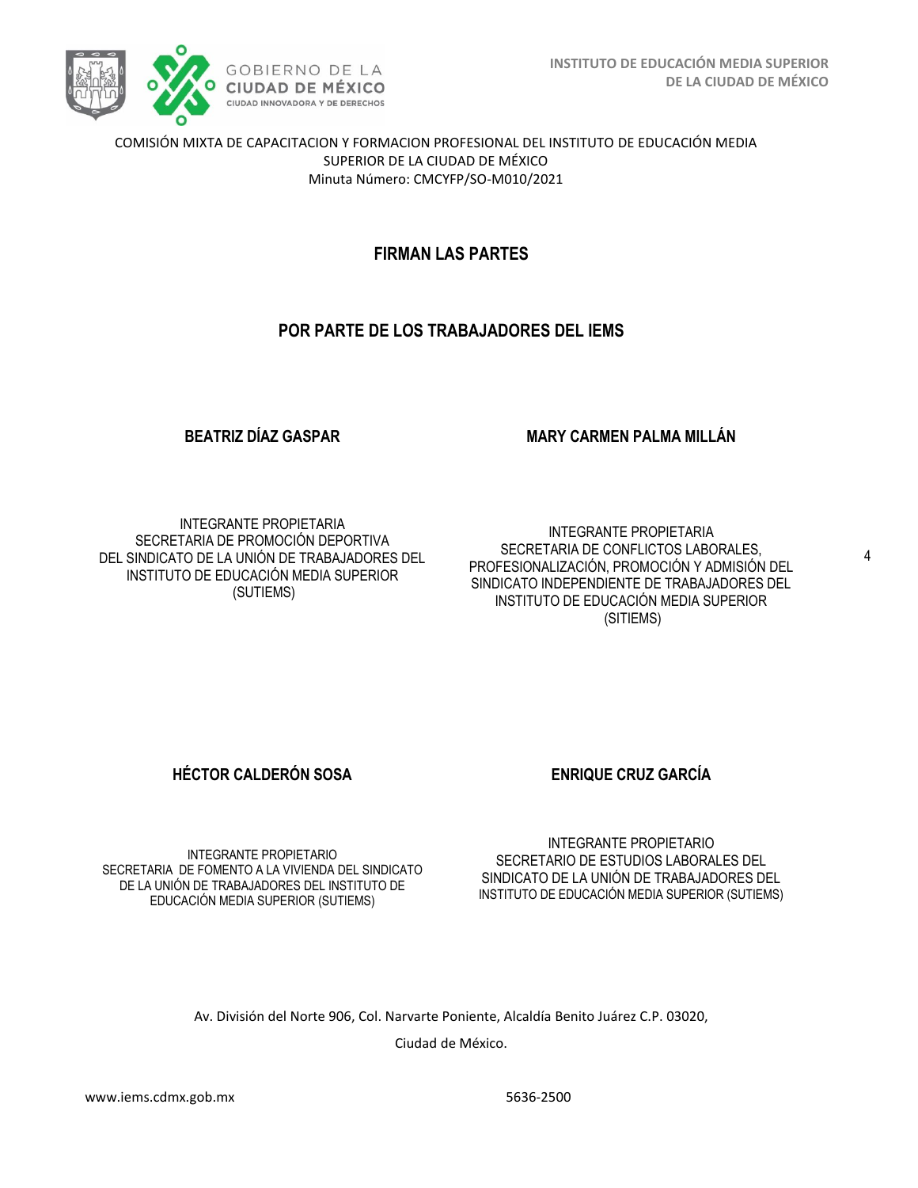COMISIÓN MIXTA DE CAPACITACION Y FORMACION PROFESIONAL DEL INSTITUTO DE EDUCACIÓN MEDIA SUPERIOR DE LA CIUDAD DE MÉXICO
Minuta Número: CMCYFP/SO-M010/2021

## FIRMAN LAS PARTES

## POR PARTE DE LOS TRABAJADORES DEL IEMS

**BEATRIZ DÍAZ GASPAR**

INTEGRANTE PROPIETARIA
SECRETARIA DE PROMOCIÓN DEPORTIVA
DEL SINDICATO DE LA UNIÓN DE TRABAJADORES DEL INSTITUTO DE EDUCACIÓN MEDIA SUPERIOR (SUTIEMS)

**MARY CARMEN PALMA MILLÁN**

INTEGRANTE PROPIETARIA
SECRETARIA DE CONFLICTOS LABORALES, PROFESIONALIZACIÓN, PROMOCIÓN Y ADMISIÓN DEL SINDICATO INDEPENDIENTE DE TRABAJADORES DEL INSTITUTO DE EDUCACIÓN MEDIA SUPERIOR (SITIEMS)

**HÉCTOR CALDERÓN SOSA**

INTEGRANTE PROPIETARIO
SECRETARIA DE FOMENTO A LA VIVIENDA DEL SINDICATO DE LA UNIÓN DE TRABAJADORES DEL INSTITUTO DE EDUCACIÓN MEDIA SUPERIOR (SUTIEMS)

**ENRIQUE CRUZ GARCÍA**

INTEGRANTE PROPIETARIO
SECRETARIO DE ESTUDIOS LABORALES DEL SINDICATO DE LA UNIÓN DE TRABAJADORES DEL INSTITUTO DE EDUCACIÓN MEDIA SUPERIOR (SUTIEMS)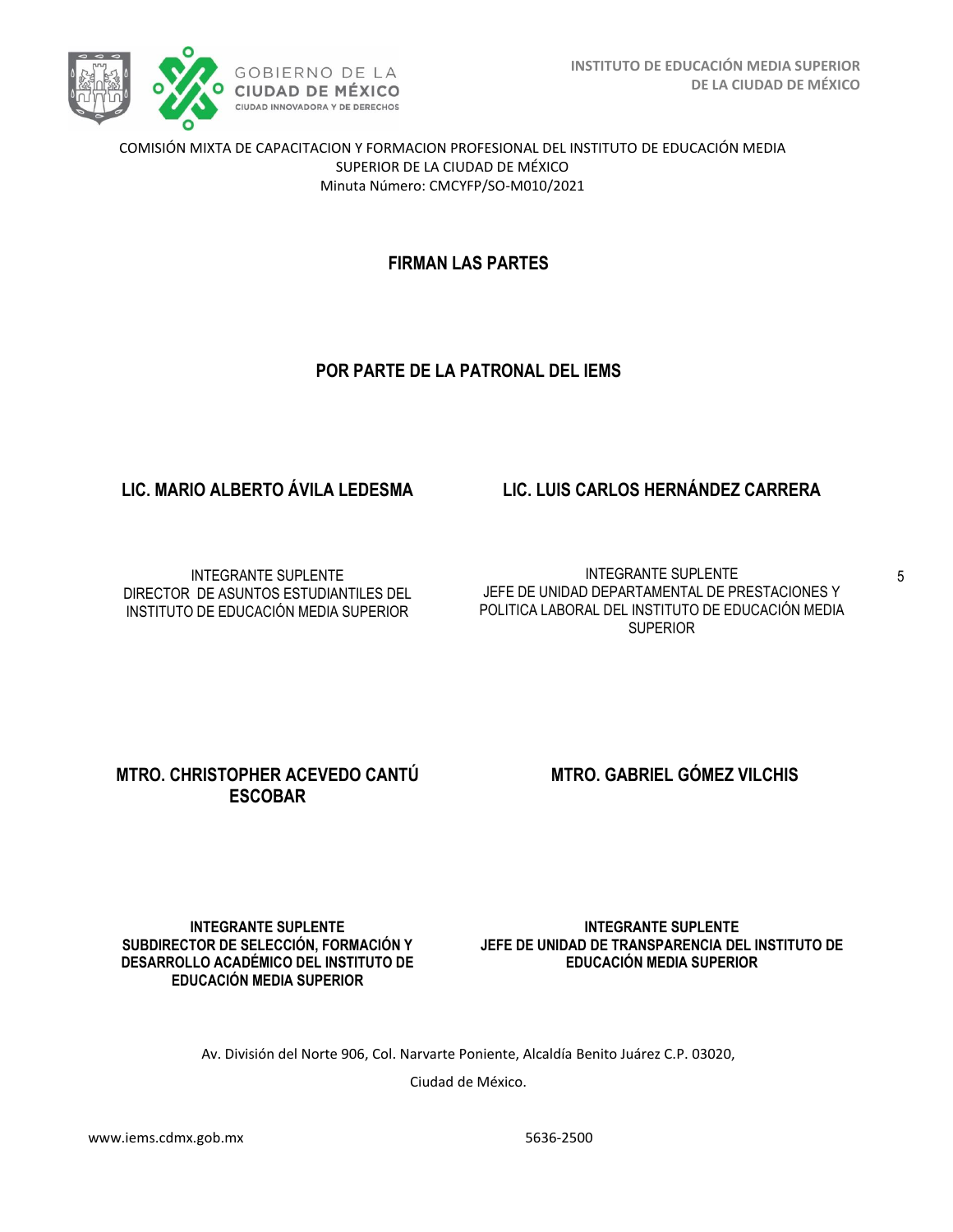COMISIÓN MIXTA DE CAPACITACION Y FORMACION PROFESIONAL DEL INSTITUTO DE EDUCACIÓN MEDIA SUPERIOR DE LA CIUDAD DE MÉXICO
Minuta Número: CMCYFP/SO-M010/2021

**FIRMAN LAS PARTES**

**POR PARTE DE LA PATRONAL DEL IEMS**

**LIC. MARIO ALBERTO ÁVILA LEDESMA**

INTEGRANTE SUPLENTE
DIRECTOR DE ASUNTOS ESTUDIANTILES DEL INSTITUTO DE EDUCACIÓN MEDIA SUPERIOR

**LIC. LUIS CARLOS HERNÁNDEZ CARRERA**

INTEGRANTE SUPLENTE
JEFE DE UNIDAD DEPARTAMENTAL DE PRESTACIONES Y POLITICA LABORAL DEL INSTITUTO DE EDUCACIÓN MEDIA SUPERIOR

**MTRO. CHRISTOPHER ACEVEDO CANTÚ ESCOBAR**

**INTEGRANTE SUPLENTE**
**SUBDIRECTOR DE SELECCIÓN, FORMACIÓN Y DESARROLLO ACADÉMICO DEL INSTITUTO DE EDUCACIÓN MEDIA SUPERIOR**

**MTRO. GABRIEL GÓMEZ VILCHIS**

**INTEGRANTE SUPLENTE**
**JEFE DE UNIDAD DE TRANSPARENCIA DEL INSTITUTO DE EDUCACIÓN MEDIA SUPERIOR**